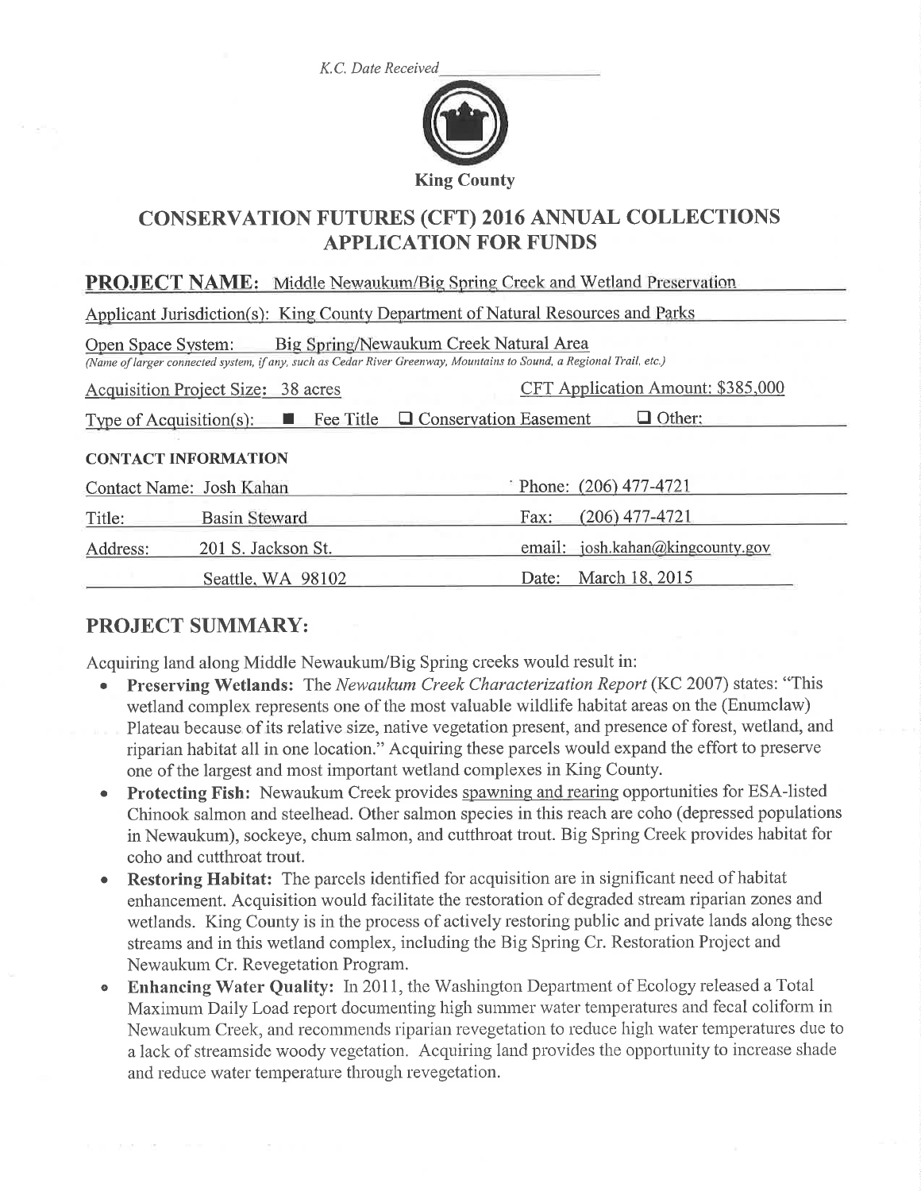*K.C. Date Received* ___________________

**King County**

# CONSERVATION FUTURES (CFT) 2016 ANNUAL COLLECTIONS APPLICATION FOR FUNDS

**PROJECT NAME:** Middle Newaukum/Big Spring Creek and Wetland Preservation

Applicant Jurisdiction(s): King County Department of Natural Resources and Parks

Open Space System: Big Spring/Newaukum Creek Natural Area
*(Name of larger connected system, if any, such as Cedar River Greenway, Mountains to Sound, a Regional Trail, etc.)*

Acquisition Project Size: 38 acres | CFT Application Amount: $385,000

Type of Acquisition(s): ■ Fee Title ☐ Conservation Easement ☐ Other:

**CONTACT INFORMATION**

| | | | |
|---|---|---|---|
| Contact Name: | Josh Kahan | Phone: | (206) 477-4721 |
| Title: | Basin Steward | Fax: | (206) 477-4721 |
| Address: | 201 S. Jackson St. | email: | josh.kahan@kingcounty.gov |
| | Seattle, WA 98102 | Date: | March 18, 2015 |

## PROJECT SUMMARY:

Acquiring land along Middle Newaukum/Big Spring creeks would result in:

- **Preserving Wetlands:** The *Newaukum Creek Characterization Report* (KC 2007) states: "This wetland complex represents one of the most valuable wildlife habitat areas on the (Enumclaw) Plateau because of its relative size, native vegetation present, and presence of forest, wetland, and riparian habitat all in one location." Acquiring these parcels would expand the effort to preserve one of the largest and most important wetland complexes in King County.
- **Protecting Fish:** Newaukum Creek provides spawning and rearing opportunities for ESA-listed Chinook salmon and steelhead. Other salmon species in this reach are coho (depressed populations in Newaukum), sockeye, chum salmon, and cutthroat trout. Big Spring Creek provides habitat for coho and cutthroat trout.
- **Restoring Habitat:** The parcels identified for acquisition are in significant need of habitat enhancement. Acquisition would facilitate the restoration of degraded stream riparian zones and wetlands. King County is in the process of actively restoring public and private lands along these streams and in this wetland complex, including the Big Spring Cr. Restoration Project and Newaukum Cr. Revegetation Program.
- **Enhancing Water Quality:** In 2011, the Washington Department of Ecology released a Total Maximum Daily Load report documenting high summer water temperatures and fecal coliform in Newaukum Creek, and recommends riparian revegetation to reduce high water temperatures due to a lack of streamside woody vegetation. Acquiring land provides the opportunity to increase shade and reduce water temperature through revegetation.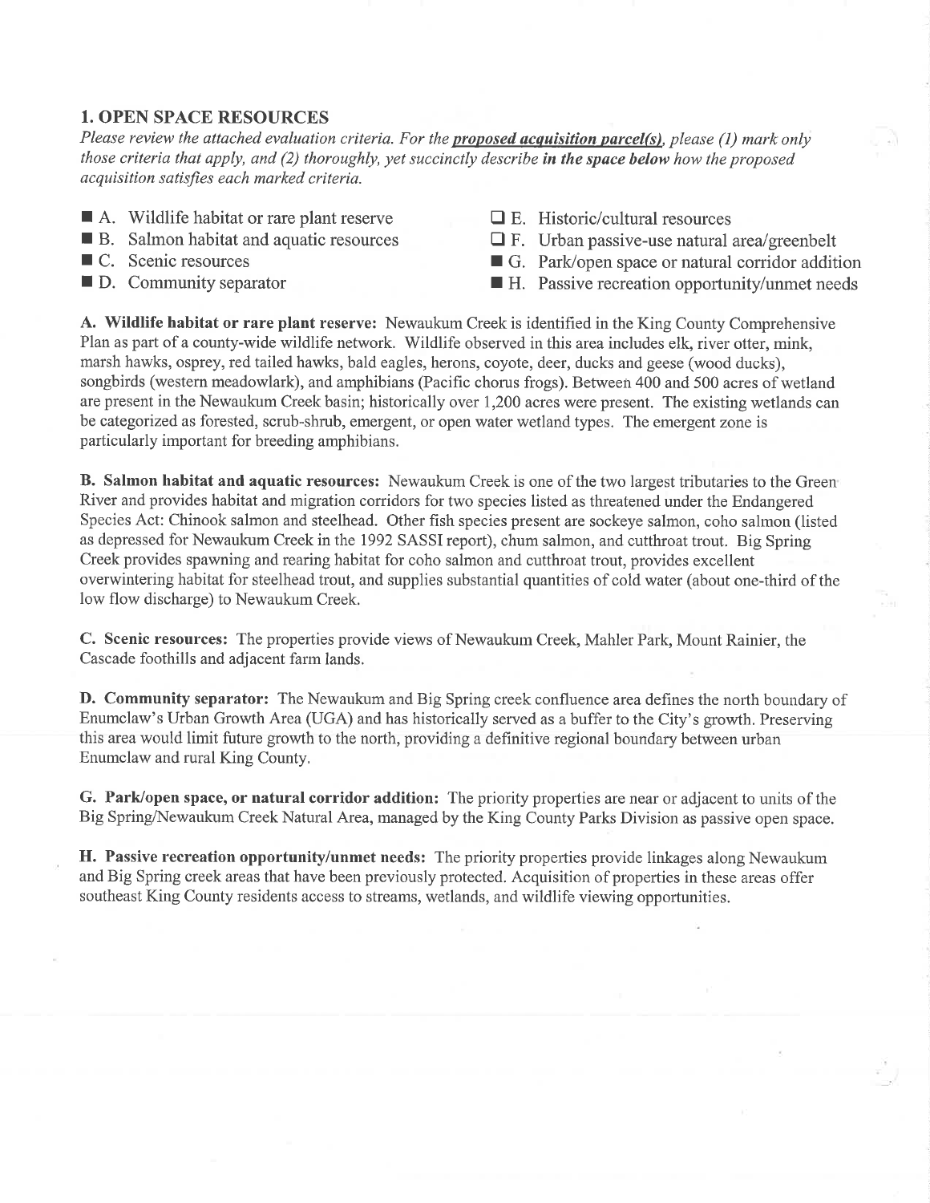## 1. OPEN SPACE RESOURCES

*Please review the attached evaluation criteria. For the* ***proposed acquisition parcel(s)****, please (1) mark only those criteria that apply, and (2) thoroughly, yet succinctly describe* ***in the space below*** *how the proposed acquisition satisfies each marked criteria.*

- ■ A. Wildlife habitat or rare plant reserve
- ■ B. Salmon habitat and aquatic resources
- ■ C. Scenic resources
- ■ D. Community separator
- ☐ E. Historic/cultural resources
- ☐ F. Urban passive-use natural area/greenbelt
- ■ G. Park/open space or natural corridor addition
- ■ H. Passive recreation opportunity/unmet needs

**A. Wildlife habitat or rare plant reserve:** Newaukum Creek is identified in the King County Comprehensive Plan as part of a county-wide wildlife network. Wildlife observed in this area includes elk, river otter, mink, marsh hawks, osprey, red tailed hawks, bald eagles, herons, coyote, deer, ducks and geese (wood ducks), songbirds (western meadowlark), and amphibians (Pacific chorus frogs). Between 400 and 500 acres of wetland are present in the Newaukum Creek basin; historically over 1,200 acres were present. The existing wetlands can be categorized as forested, scrub-shrub, emergent, or open water wetland types. The emergent zone is particularly important for breeding amphibians.

**B. Salmon habitat and aquatic resources:** Newaukum Creek is one of the two largest tributaries to the Green River and provides habitat and migration corridors for two species listed as threatened under the Endangered Species Act: Chinook salmon and steelhead. Other fish species present are sockeye salmon, coho salmon (listed as depressed for Newaukum Creek in the 1992 SASSI report), chum salmon, and cutthroat trout. Big Spring Creek provides spawning and rearing habitat for coho salmon and cutthroat trout, provides excellent overwintering habitat for steelhead trout, and supplies substantial quantities of cold water (about one-third of the low flow discharge) to Newaukum Creek.

**C. Scenic resources:** The properties provide views of Newaukum Creek, Mahler Park, Mount Rainier, the Cascade foothills and adjacent farm lands.

**D. Community separator:** The Newaukum and Big Spring creek confluence area defines the north boundary of Enumclaw's Urban Growth Area (UGA) and has historically served as a buffer to the City's growth. Preserving this area would limit future growth to the north, providing a definitive regional boundary between urban Enumclaw and rural King County.

**G. Park/open space, or natural corridor addition:** The priority properties are near or adjacent to units of the Big Spring/Newaukum Creek Natural Area, managed by the King County Parks Division as passive open space.

**H. Passive recreation opportunity/unmet needs:** The priority properties provide linkages along Newaukum and Big Spring creek areas that have been previously protected. Acquisition of properties in these areas offer southeast King County residents access to streams, wetlands, and wildlife viewing opportunities.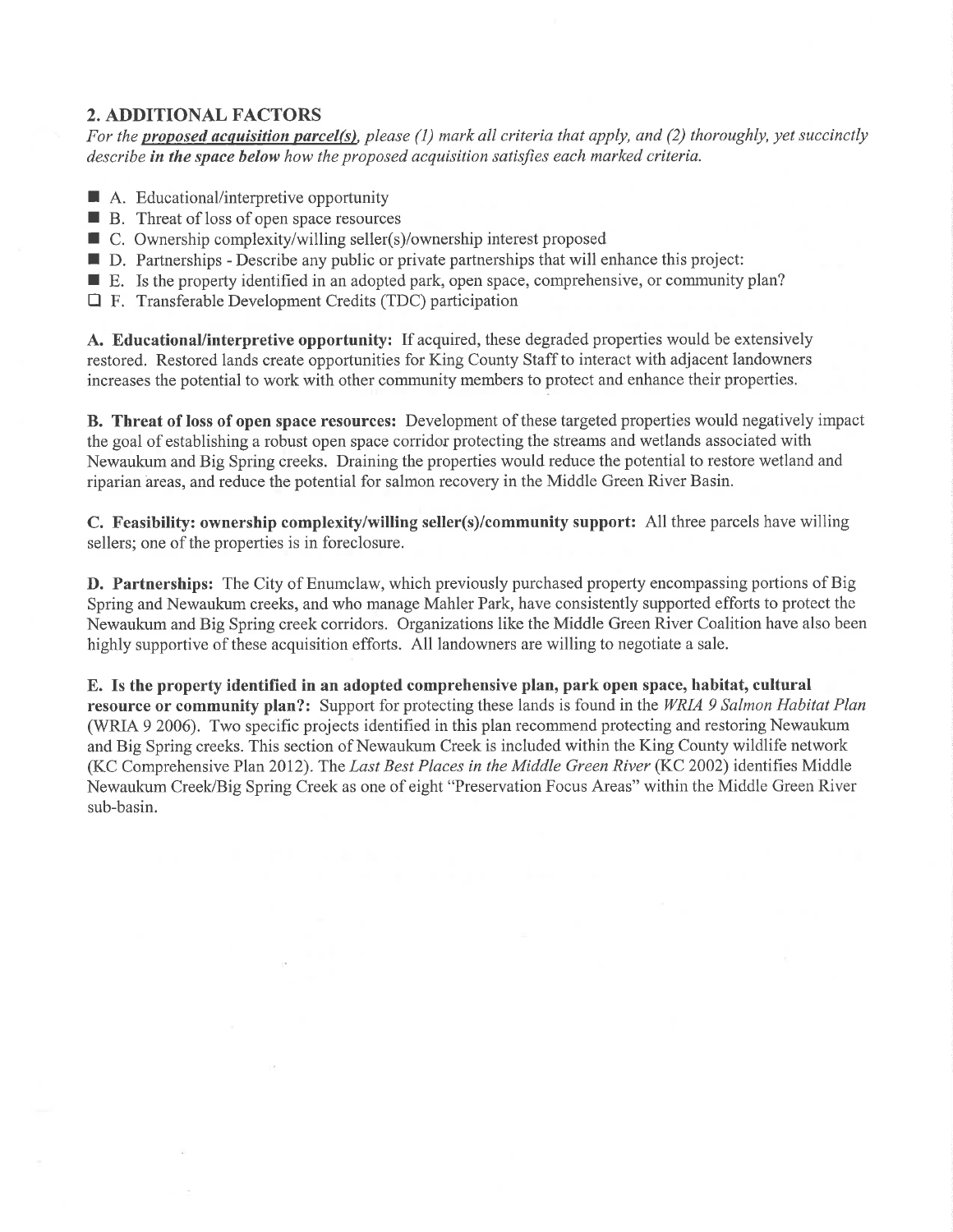## 2. ADDITIONAL FACTORS

*For the **proposed acquisition parcel(s)**, please (1) mark all criteria that apply, and (2) thoroughly, yet succinctly describe **in the space below** how the proposed acquisition satisfies each marked criteria.*

- ■ A. Educational/interpretive opportunity
- ■ B. Threat of loss of open space resources
- ■ C. Ownership complexity/willing seller(s)/ownership interest proposed
- ■ D. Partnerships - Describe any public or private partnerships that will enhance this project:
- ■ E. Is the property identified in an adopted park, open space, comprehensive, or community plan?
- ☐ F. Transferable Development Credits (TDC) participation

**A. Educational/interpretive opportunity:** If acquired, these degraded properties would be extensively restored. Restored lands create opportunities for King County Staff to interact with adjacent landowners increases the potential to work with other community members to protect and enhance their properties.

**B. Threat of loss of open space resources:** Development of these targeted properties would negatively impact the goal of establishing a robust open space corridor protecting the streams and wetlands associated with Newaukum and Big Spring creeks. Draining the properties would reduce the potential to restore wetland and riparian areas, and reduce the potential for salmon recovery in the Middle Green River Basin.

**C. Feasibility: ownership complexity/willing seller(s)/community support:** All three parcels have willing sellers; one of the properties is in foreclosure.

**D. Partnerships:** The City of Enumclaw, which previously purchased property encompassing portions of Big Spring and Newaukum creeks, and who manage Mahler Park, have consistently supported efforts to protect the Newaukum and Big Spring creek corridors. Organizations like the Middle Green River Coalition have also been highly supportive of these acquisition efforts. All landowners are willing to negotiate a sale.

**E. Is the property identified in an adopted comprehensive plan, park open space, habitat, cultural resource or community plan?:** Support for protecting these lands is found in the *WRIA 9 Salmon Habitat Plan* (WRIA 9 2006). Two specific projects identified in this plan recommend protecting and restoring Newaukum and Big Spring creeks. This section of Newaukum Creek is included within the King County wildlife network (KC Comprehensive Plan 2012). The *Last Best Places in the Middle Green River* (KC 2002) identifies Middle Newaukum Creek/Big Spring Creek as one of eight "Preservation Focus Areas" within the Middle Green River sub-basin.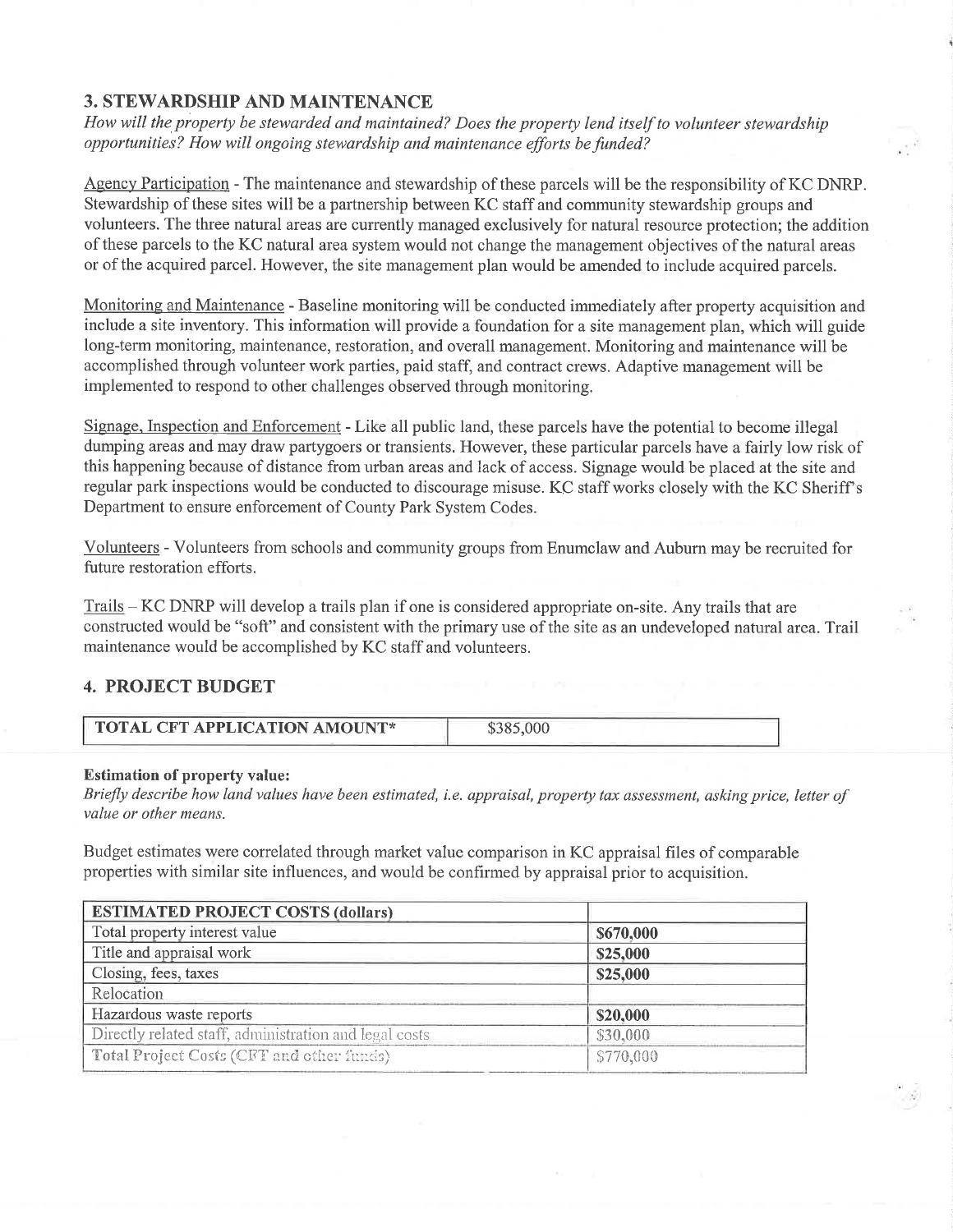## 3. STEWARDSHIP AND MAINTENANCE

*How will the property be stewarded and maintained? Does the property lend itself to volunteer stewardship opportunities? How will ongoing stewardship and maintenance efforts be funded?*

Agency Participation - The maintenance and stewardship of these parcels will be the responsibility of KC DNRP. Stewardship of these sites will be a partnership between KC staff and community stewardship groups and volunteers. The three natural areas are currently managed exclusively for natural resource protection; the addition of these parcels to the KC natural area system would not change the management objectives of the natural areas or of the acquired parcel. However, the site management plan would be amended to include acquired parcels.

Monitoring and Maintenance - Baseline monitoring will be conducted immediately after property acquisition and include a site inventory. This information will provide a foundation for a site management plan, which will guide long-term monitoring, maintenance, restoration, and overall management. Monitoring and maintenance will be accomplished through volunteer work parties, paid staff, and contract crews. Adaptive management will be implemented to respond to other challenges observed through monitoring.

Signage, Inspection and Enforcement - Like all public land, these parcels have the potential to become illegal dumping areas and may draw partygoers or transients. However, these particular parcels have a fairly low risk of this happening because of distance from urban areas and lack of access. Signage would be placed at the site and regular park inspections would be conducted to discourage misuse. KC staff works closely with the KC Sheriff's Department to ensure enforcement of County Park System Codes.

Volunteers - Volunteers from schools and community groups from Enumclaw and Auburn may be recruited for future restoration efforts.

Trails – KC DNRP will develop a trails plan if one is considered appropriate on-site. Any trails that are constructed would be "soft" and consistent with the primary use of the site as an undeveloped natural area. Trail maintenance would be accomplished by KC staff and volunteers.

## 4. PROJECT BUDGET

| TOTAL CFT APPLICATION AMOUNT* | $385,000 |
|---|---|

**Estimation of property value:**

*Briefly describe how land values have been estimated, i.e. appraisal, property tax assessment, asking price, letter of value or other means.*

Budget estimates were correlated through market value comparison in KC appraisal files of comparable properties with similar site influences, and would be confirmed by appraisal prior to acquisition.

| ESTIMATED PROJECT COSTS (dollars) | |
|---|---|
| Total property interest value | $670,000 |
| Title and appraisal work | $25,000 |
| Closing, fees, taxes | $25,000 |
| Relocation | |
| Hazardous waste reports | $20,000 |
| Directly related staff, administration and legal costs | $30,000 |
| Total Project Costs (CFT and other funds) | $770,000 |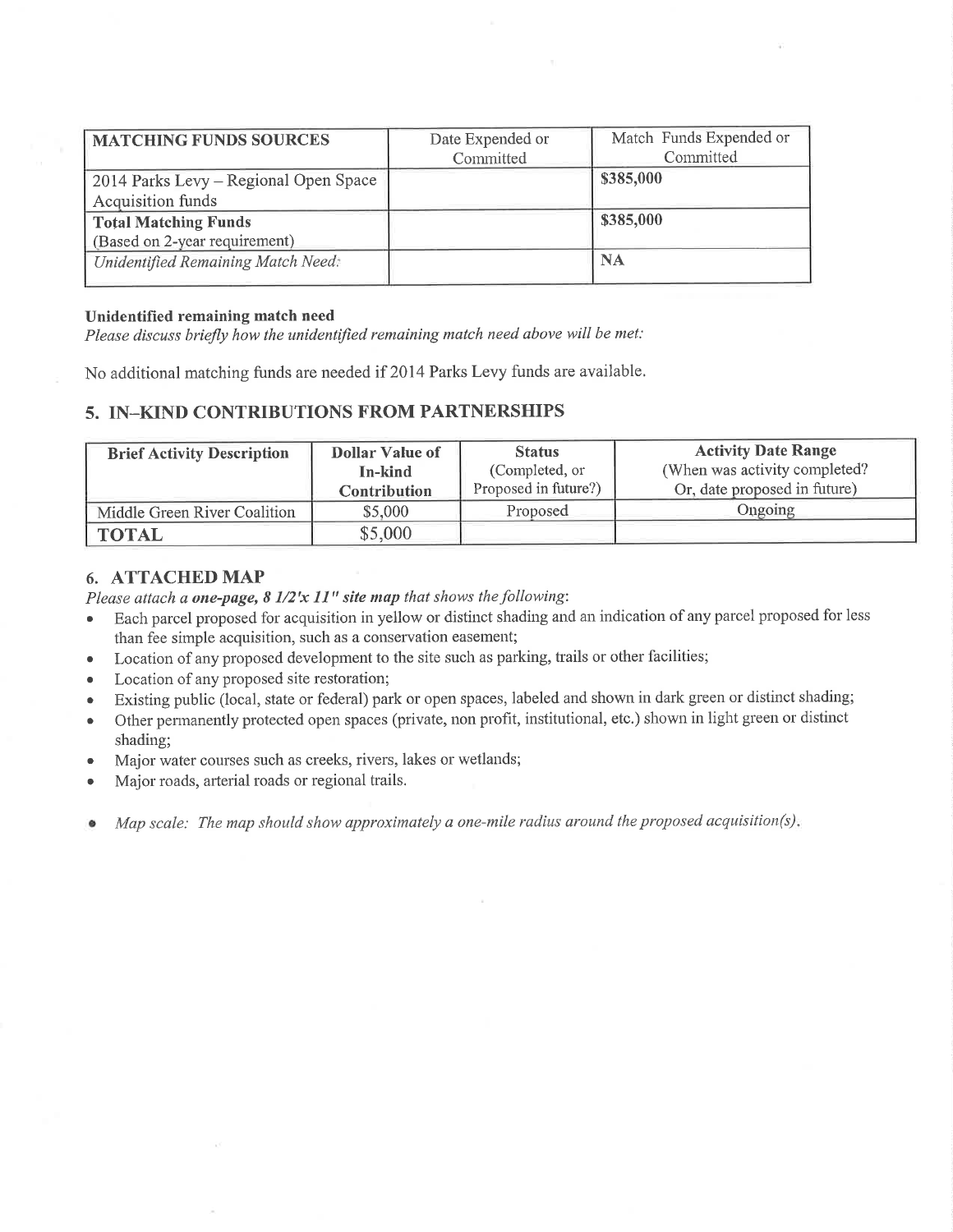| MATCHING FUNDS SOURCES | Date Expended or Committed | Match Funds Expended or Committed |
|---|---|---|
| 2014 Parks Levy – Regional Open Space Acquisition funds | | **$385,000** |
| **Total Matching Funds** (Based on 2-year requirement) | | **$385,000** |
| *Unidentified Remaining Match Need:* | | **NA** |

**Unidentified remaining match need**

*Please discuss briefly how the unidentified remaining match need above will be met:*

No additional matching funds are needed if 2014 Parks Levy funds are available.

## 5. IN–KIND CONTRIBUTIONS FROM PARTNERSHIPS

| Brief Activity Description | Dollar Value of In-kind Contribution | Status (Completed, or Proposed in future?) | Activity Date Range (When was activity completed? Or, date proposed in future) |
|---|---|---|---|
| Middle Green River Coalition | $5,000 | Proposed | Ongoing |
| **TOTAL** | $5,000 | | |

## 6. ATTACHED MAP

*Please attach a* ***one-page, 8 1/2'x 11" site map*** *that shows the following*:

- Each parcel proposed for acquisition in yellow or distinct shading and an indication of any parcel proposed for less than fee simple acquisition, such as a conservation easement;
- Location of any proposed development to the site such as parking, trails or other facilities;
- Location of any proposed site restoration;
- Existing public (local, state or federal) park or open spaces, labeled and shown in dark green or distinct shading;
- Other permanently protected open spaces (private, non profit, institutional, etc.) shown in light green or distinct shading;
- Major water courses such as creeks, rivers, lakes or wetlands;
- Major roads, arterial roads or regional trails.

- *Map scale: The map should show approximately a one-mile radius around the proposed acquisition(s).*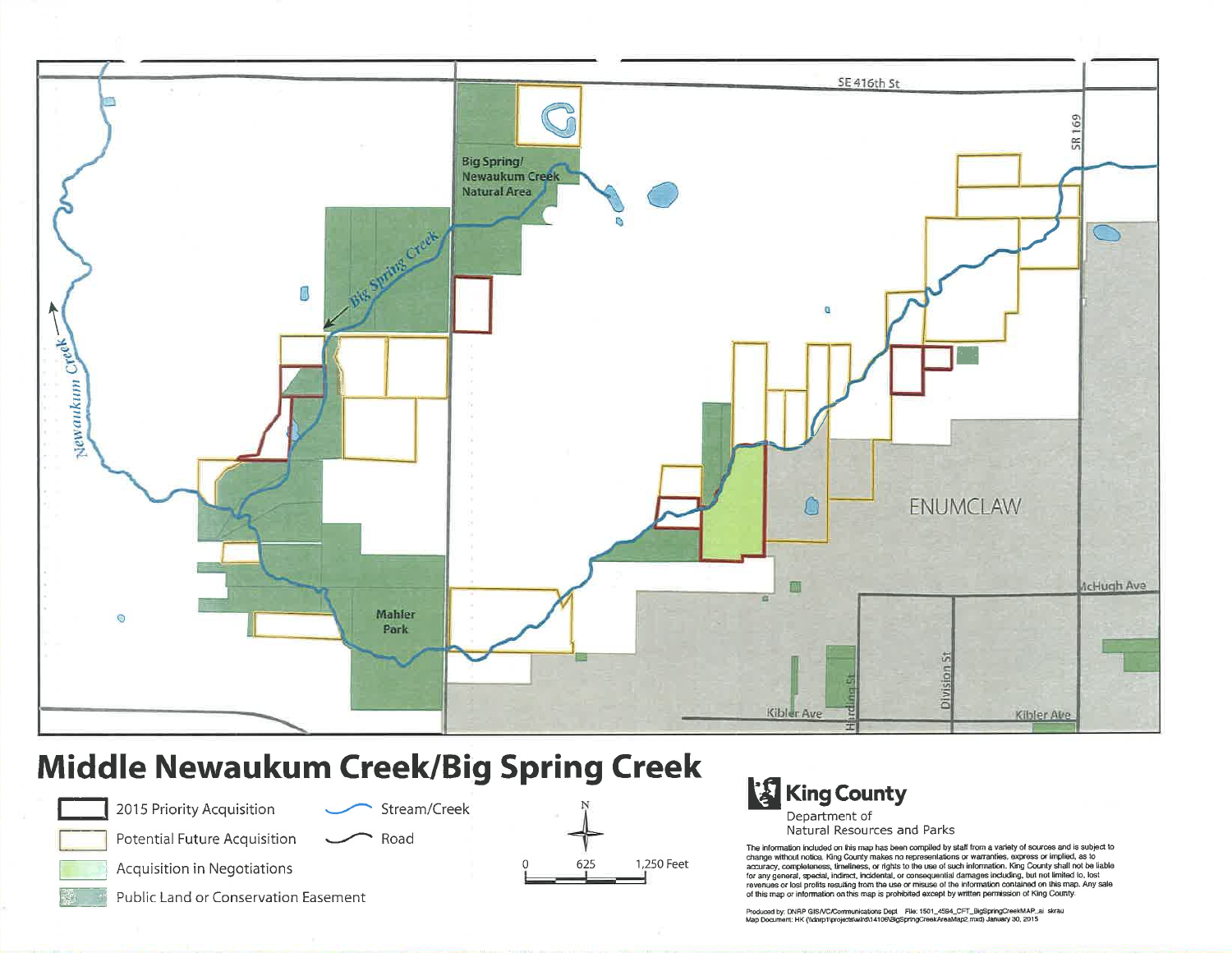SE 416th St

SR 169

Big Spring/ Newaukum Creek Natural Area

Big Spring Creek

Newaukum Creek

Mahler Park

ENUMCLAW

McHugh Ave

Kibler Ave

Harding St

Division St

Kibler Ave

# Middle Newaukum Creek/Big Spring Creek

2015 Priority Acquisition

Potential Future Acquisition

Acquisition in Negotiations

Public Land or Conservation Easement

Stream/Creek

Road

N

0 625 1,250 Feet

**King County**

Department of
Natural Resources and Parks

The information included on this map has been compiled by staff from a variety of sources and is subject to change without notice. King County makes no representations or warranties, express or implied, as to accuracy, completeness, timeliness, or rights to the use of such information. King County shall not be liable for any general, special, indirect, incidental, or consequential damages including, but not limited to, lost revenues or lost profits resulting from the use or misuse of the information contained on this map. Any sale of this map or information on this map is prohibited except by written permission of King County.

Produced by: DNRP GIS/VC/Communications Dept File: 1501_4594_CFT_BigSpringCreekMAP.ai skrau
Map Document: HK (\\dnrp1\projects\wlrd\14106\BigSpringCreekAreaMap2.mxd) January 30, 2015